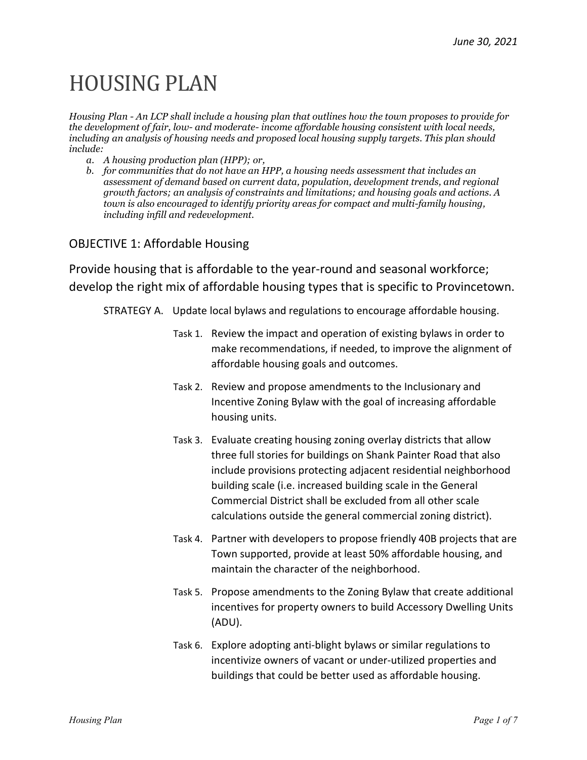June 30, 2021

# HOUSING PLAN

*Housing Plan - An LCP shall include a housing plan that outlines how the town proposes to provide for the development of fair, low- and moderate- income affordable housing consistent with local needs, including an analysis of housing needs and proposed local housing supply targets. This plan should include:*

*a. A housing production plan (HPP); or,*

*b. for communities that do not have an HPP, a housing needs assessment that includes an assessment of demand based on current data, population, development trends, and regional growth factors; an analysis of constraints and limitations; and housing goals and actions. A town is also encouraged to identify priority areas for compact and multi-family housing, including infill and redevelopment.*

## OBJECTIVE 1: Affordable Housing

### Provide housing that is affordable to the year-round and seasonal workforce; develop the right mix of affordable housing types that is specific to Provincetown.

STRATEGY A. Update local bylaws and regulations to encourage affordable housing.

- Task 1. Review the impact and operation of existing bylaws in order to make recommendations, if needed, to improve the alignment of affordable housing goals and outcomes.
- Task 2. Review and propose amendments to the Inclusionary and Incentive Zoning Bylaw with the goal of increasing affordable housing units.
- Task 3. Evaluate creating housing zoning overlay districts that allow three full stories for buildings on Shank Painter Road that also include provisions protecting adjacent residential neighborhood building scale (i.e. increased building scale in the General Commercial District shall be excluded from all other scale calculations outside the general commercial zoning district).
- Task 4. Partner with developers to propose friendly 40B projects that are Town supported, provide at least 50% affordable housing, and maintain the character of the neighborhood.
- Task 5. Propose amendments to the Zoning Bylaw that create additional incentives for property owners to build Accessory Dwelling Units (ADU).
- Task 6. Explore adopting anti-blight bylaws or similar regulations to incentivize owners of vacant or under-utilized properties and buildings that could be better used as affordable housing.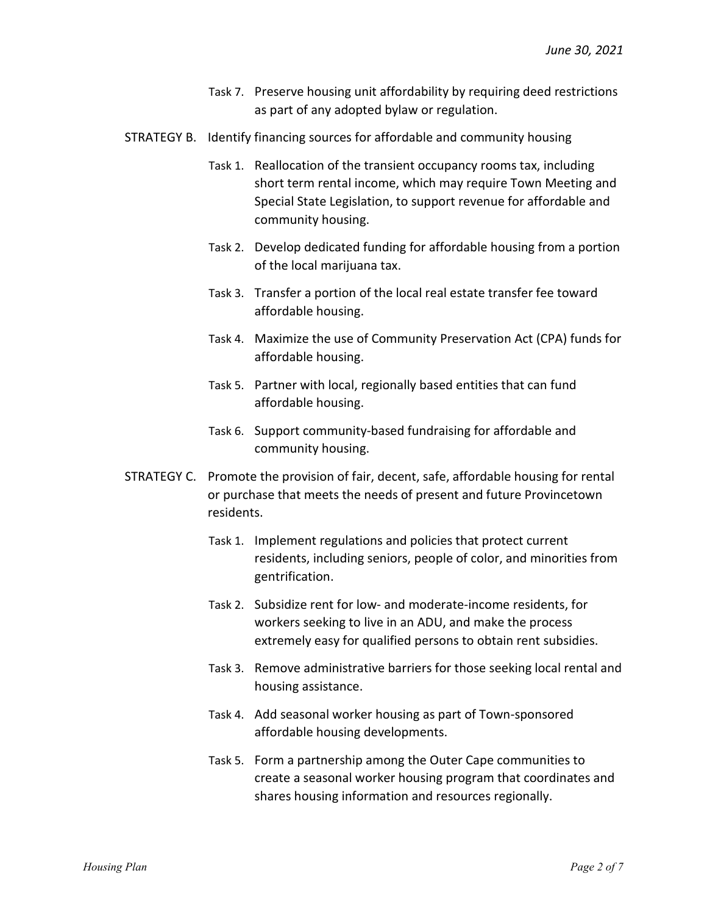Task 7. Preserve housing unit affordability by requiring deed restrictions as part of any adopted bylaw or regulation.

STRATEGY B. Identify financing sources for affordable and community housing

Task 1. Reallocation of the transient occupancy rooms tax, including short term rental income, which may require Town Meeting and Special State Legislation, to support revenue for affordable and community housing.

Task 2. Develop dedicated funding for affordable housing from a portion of the local marijuana tax.

Task 3. Transfer a portion of the local real estate transfer fee toward affordable housing.

Task 4. Maximize the use of Community Preservation Act (CPA) funds for affordable housing.

Task 5. Partner with local, regionally based entities that can fund affordable housing.

Task 6. Support community-based fundraising for affordable and community housing.

STRATEGY C. Promote the provision of fair, decent, safe, affordable housing for rental or purchase that meets the needs of present and future Provincetown residents.

Task 1. Implement regulations and policies that protect current residents, including seniors, people of color, and minorities from gentrification.

Task 2. Subsidize rent for low- and moderate-income residents, for workers seeking to live in an ADU, and make the process extremely easy for qualified persons to obtain rent subsidies.

Task 3. Remove administrative barriers for those seeking local rental and housing assistance.

Task 4. Add seasonal worker housing as part of Town-sponsored affordable housing developments.

Task 5. Form a partnership among the Outer Cape communities to create a seasonal worker housing program that coordinates and shares housing information and resources regionally.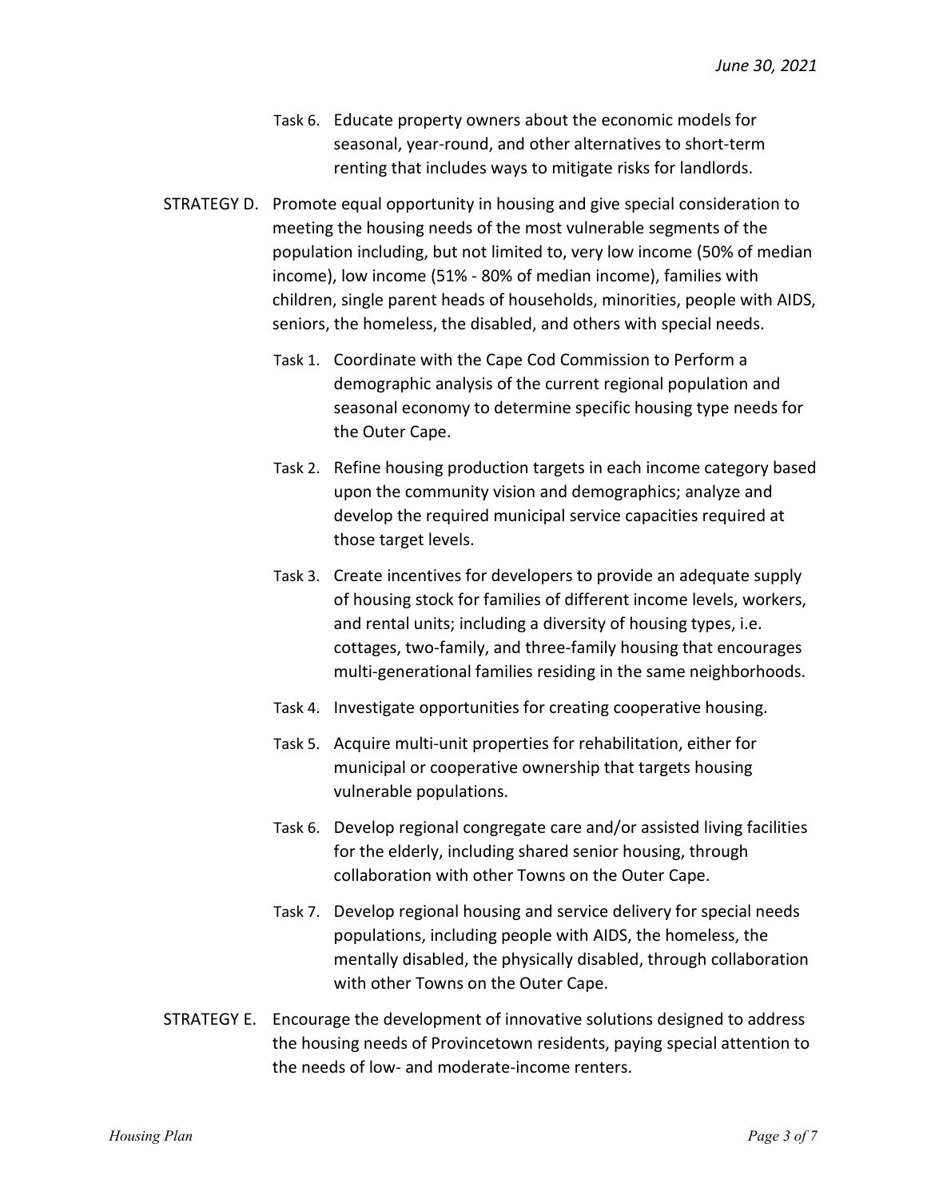Task 6. Educate property owners about the economic models for seasonal, year-round, and other alternatives to short-term renting that includes ways to mitigate risks for landlords.

STRATEGY D. Promote equal opportunity in housing and give special consideration to meeting the housing needs of the most vulnerable segments of the population including, but not limited to, very low income (50% of median income), low income (51% - 80% of median income), families with children, single parent heads of households, minorities, people with AIDS, seniors, the homeless, the disabled, and others with special needs.

Task 1. Coordinate with the Cape Cod Commission to Perform a demographic analysis of the current regional population and seasonal economy to determine specific housing type needs for the Outer Cape.

Task 2. Refine housing production targets in each income category based upon the community vision and demographics; analyze and develop the required municipal service capacities required at those target levels.

Task 3. Create incentives for developers to provide an adequate supply of housing stock for families of different income levels, workers, and rental units; including a diversity of housing types, i.e. cottages, two-family, and three-family housing that encourages multi-generational families residing in the same neighborhoods.

Task 4. Investigate opportunities for creating cooperative housing.

Task 5. Acquire multi-unit properties for rehabilitation, either for municipal or cooperative ownership that targets housing vulnerable populations.

Task 6. Develop regional congregate care and/or assisted living facilities for the elderly, including shared senior housing, through collaboration with other Towns on the Outer Cape.

Task 7. Develop regional housing and service delivery for special needs populations, including people with AIDS, the homeless, the mentally disabled, the physically disabled, through collaboration with other Towns on the Outer Cape.

STRATEGY E. Encourage the development of innovative solutions designed to address the housing needs of Provincetown residents, paying special attention to the needs of low- and moderate-income renters.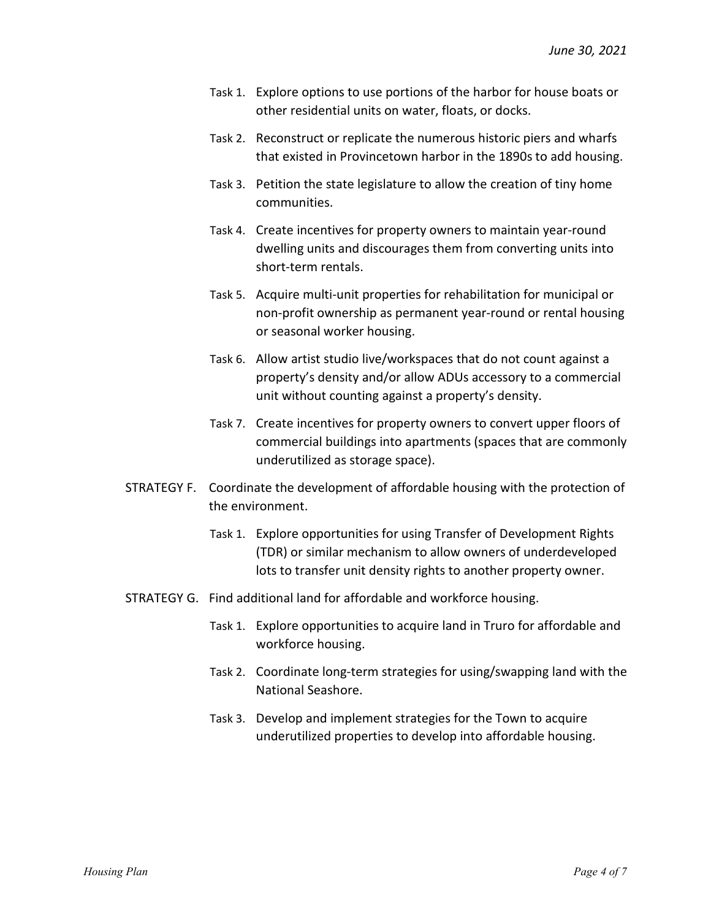- Task 1. Explore options to use portions of the harbor for house boats or other residential units on water, floats, or docks.
- Task 2. Reconstruct or replicate the numerous historic piers and wharfs that existed in Provincetown harbor in the 1890s to add housing.
- Task 3. Petition the state legislature to allow the creation of tiny home communities.
- Task 4. Create incentives for property owners to maintain year-round dwelling units and discourages them from converting units into short-term rentals.
- Task 5. Acquire multi-unit properties for rehabilitation for municipal or non-profit ownership as permanent year-round or rental housing or seasonal worker housing.
- Task 6. Allow artist studio live/workspaces that do not count against a property's density and/or allow ADUs accessory to a commercial unit without counting against a property's density.
- Task 7. Create incentives for property owners to convert upper floors of commercial buildings into apartments (spaces that are commonly underutilized as storage space).

STRATEGY F. Coordinate the development of affordable housing with the protection of the environment.

- Task 1. Explore opportunities for using Transfer of Development Rights (TDR) or similar mechanism to allow owners of underdeveloped lots to transfer unit density rights to another property owner.

STRATEGY G. Find additional land for affordable and workforce housing.

- Task 1. Explore opportunities to acquire land in Truro for affordable and workforce housing.
- Task 2. Coordinate long-term strategies for using/swapping land with the National Seashore.
- Task 3. Develop and implement strategies for the Town to acquire underutilized properties to develop into affordable housing.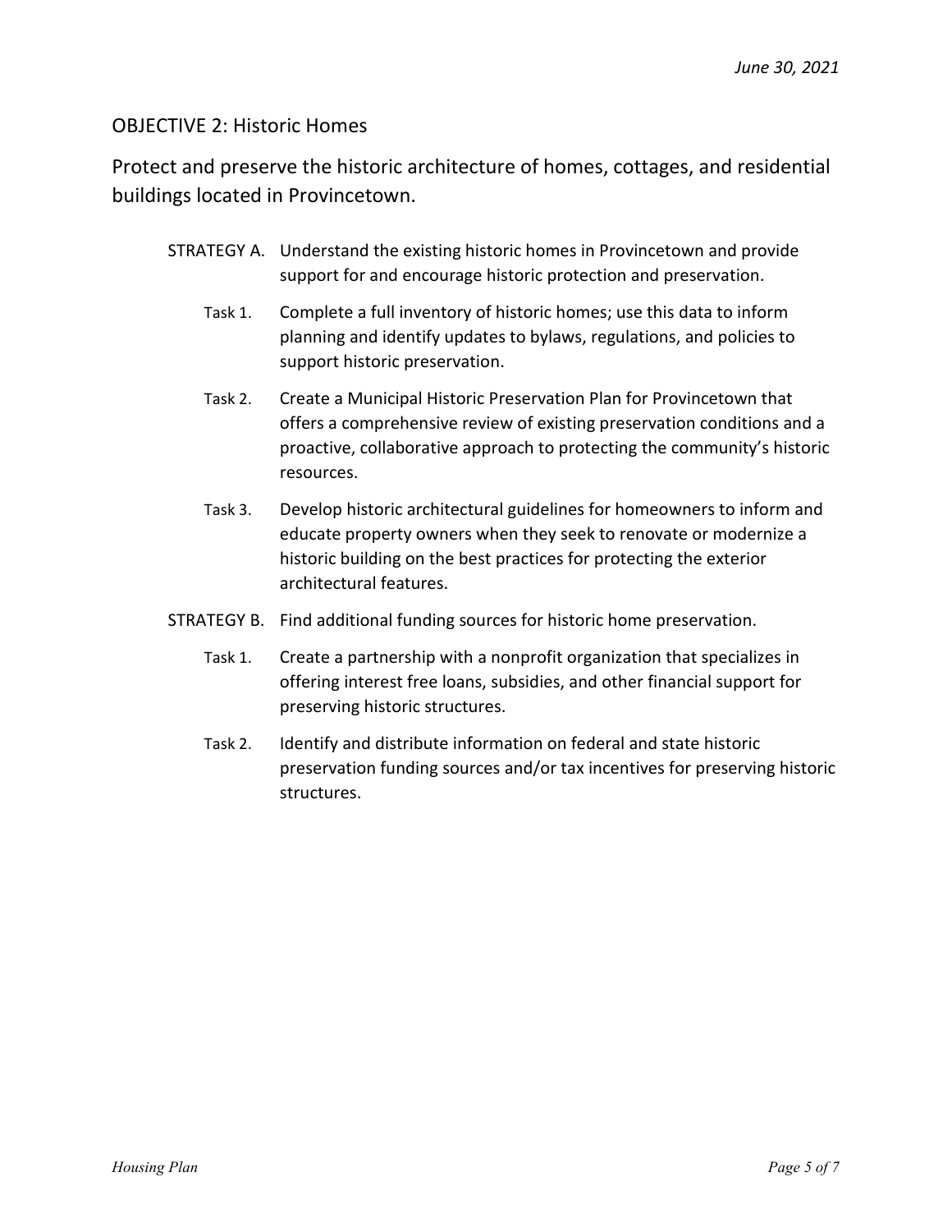## OBJECTIVE 2: Historic Homes

### Protect and preserve the historic architecture of homes, cottages, and residential buildings located in Provincetown.

STRATEGY A. Understand the existing historic homes in Provincetown and provide support for and encourage historic protection and preservation.

- Task 1. Complete a full inventory of historic homes; use this data to inform planning and identify updates to bylaws, regulations, and policies to support historic preservation.
- Task 2. Create a Municipal Historic Preservation Plan for Provincetown that offers a comprehensive review of existing preservation conditions and a proactive, collaborative approach to protecting the community's historic resources.
- Task 3. Develop historic architectural guidelines for homeowners to inform and educate property owners when they seek to renovate or modernize a historic building on the best practices for protecting the exterior architectural features.

STRATEGY B. Find additional funding sources for historic home preservation.

- Task 1. Create a partnership with a nonprofit organization that specializes in offering interest free loans, subsidies, and other financial support for preserving historic structures.
- Task 2. Identify and distribute information on federal and state historic preservation funding sources and/or tax incentives for preserving historic structures.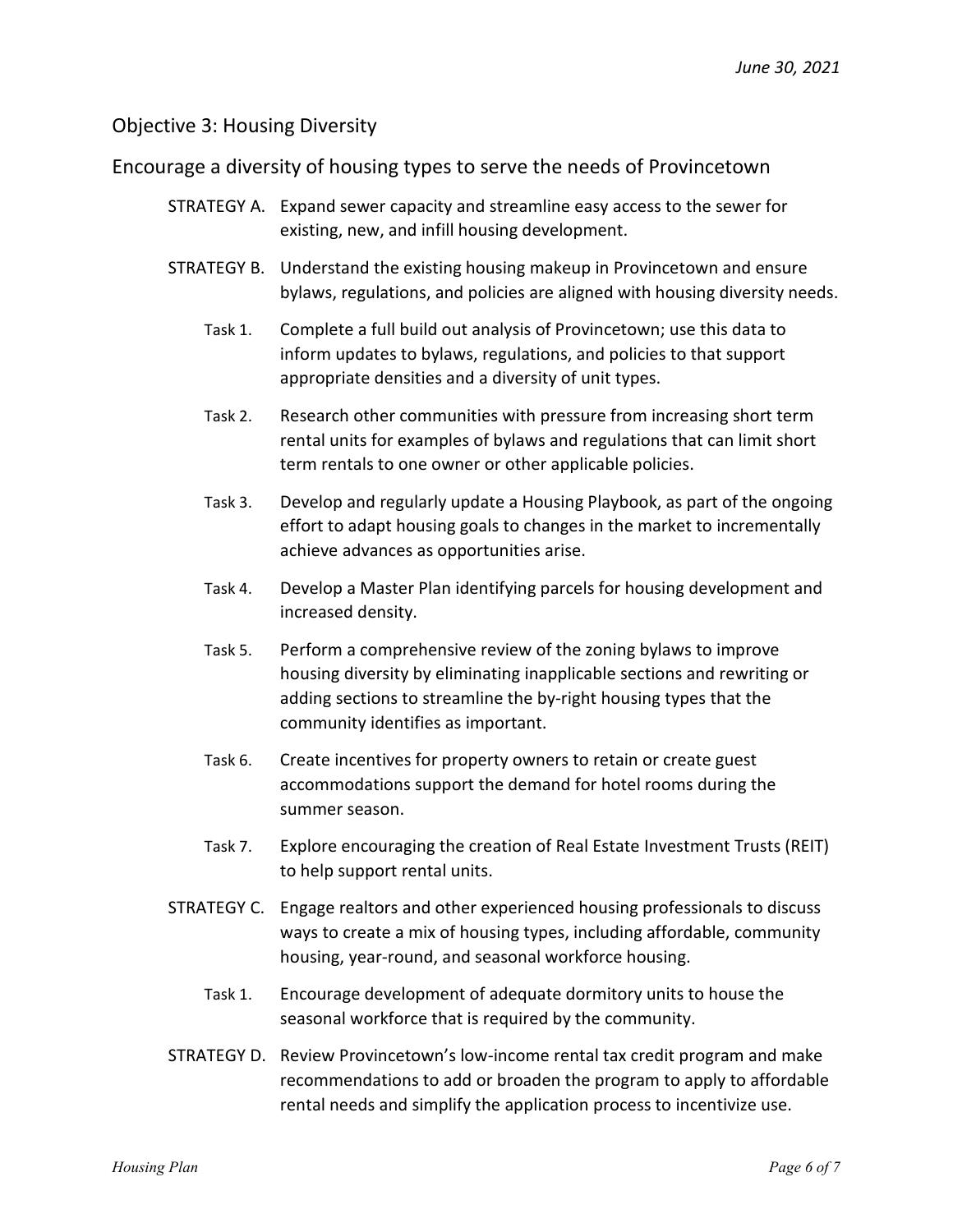## Objective 3: Housing Diversity

### Encourage a diversity of housing types to serve the needs of Provincetown

STRATEGY A. Expand sewer capacity and streamline easy access to the sewer for existing, new, and infill housing development.

STRATEGY B. Understand the existing housing makeup in Provincetown and ensure bylaws, regulations, and policies are aligned with housing diversity needs.

- Task 1. Complete a full build out analysis of Provincetown; use this data to inform updates to bylaws, regulations, and policies to that support appropriate densities and a diversity of unit types.
- Task 2. Research other communities with pressure from increasing short term rental units for examples of bylaws and regulations that can limit short term rentals to one owner or other applicable policies.
- Task 3. Develop and regularly update a Housing Playbook, as part of the ongoing effort to adapt housing goals to changes in the market to incrementally achieve advances as opportunities arise.
- Task 4. Develop a Master Plan identifying parcels for housing development and increased density.
- Task 5. Perform a comprehensive review of the zoning bylaws to improve housing diversity by eliminating inapplicable sections and rewriting or adding sections to streamline the by-right housing types that the community identifies as important.
- Task 6. Create incentives for property owners to retain or create guest accommodations support the demand for hotel rooms during the summer season.
- Task 7. Explore encouraging the creation of Real Estate Investment Trusts (REIT) to help support rental units.

STRATEGY C. Engage realtors and other experienced housing professionals to discuss ways to create a mix of housing types, including affordable, community housing, year-round, and seasonal workforce housing.

- Task 1. Encourage development of adequate dormitory units to house the seasonal workforce that is required by the community.

STRATEGY D. Review Provincetown's low-income rental tax credit program and make recommendations to add or broaden the program to apply to affordable rental needs and simplify the application process to incentivize use.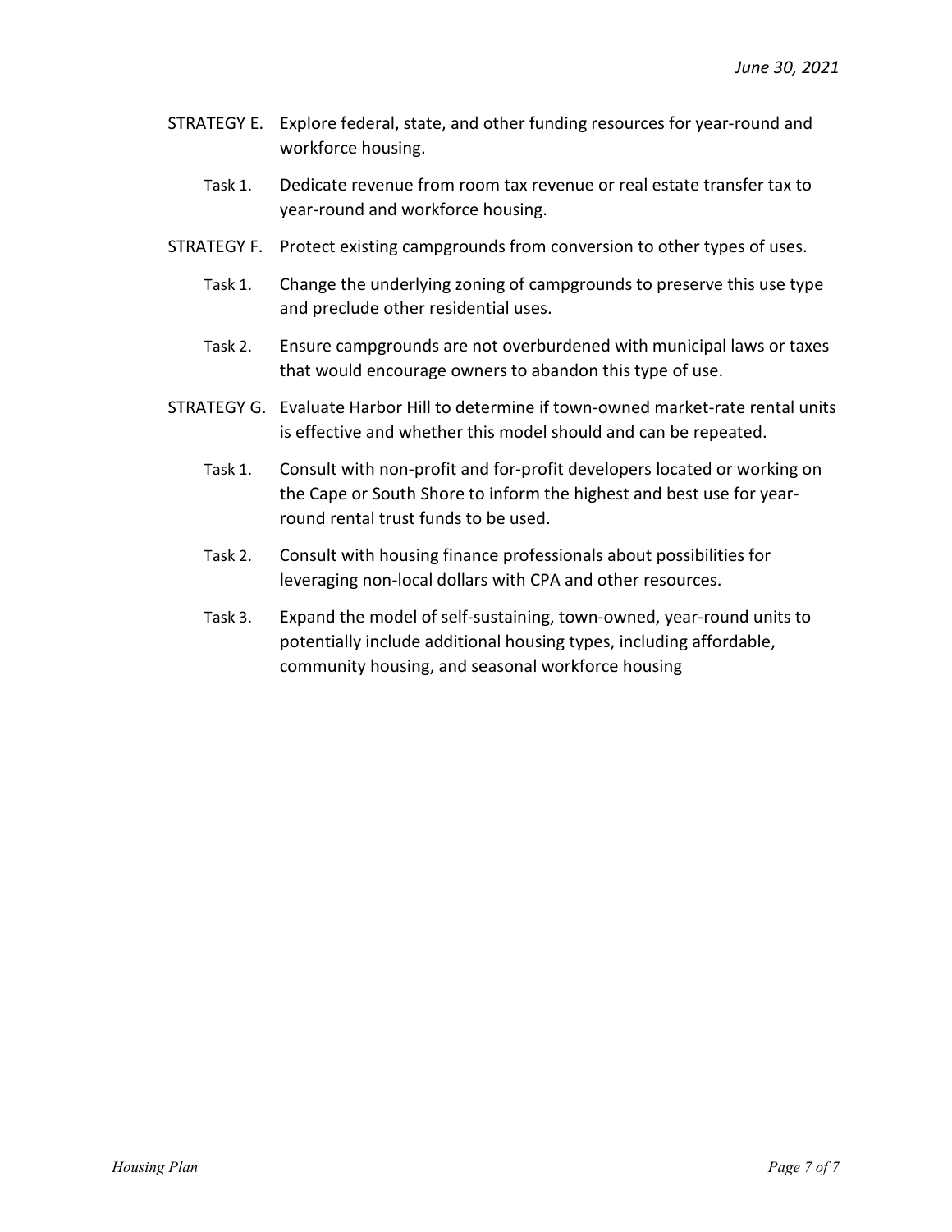STRATEGY E. Explore federal, state, and other funding resources for year-round and workforce housing.

- Task 1. Dedicate revenue from room tax revenue or real estate transfer tax to year-round and workforce housing.

STRATEGY F. Protect existing campgrounds from conversion to other types of uses.

- Task 1. Change the underlying zoning of campgrounds to preserve this use type and preclude other residential uses.
- Task 2. Ensure campgrounds are not overburdened with municipal laws or taxes that would encourage owners to abandon this type of use.

STRATEGY G. Evaluate Harbor Hill to determine if town-owned market-rate rental units is effective and whether this model should and can be repeated.

- Task 1. Consult with non-profit and for-profit developers located or working on the Cape or South Shore to inform the highest and best use for year-round rental trust funds to be used.
- Task 2. Consult with housing finance professionals about possibilities for leveraging non-local dollars with CPA and other resources.
- Task 3. Expand the model of self-sustaining, town-owned, year-round units to potentially include additional housing types, including affordable, community housing, and seasonal workforce housing